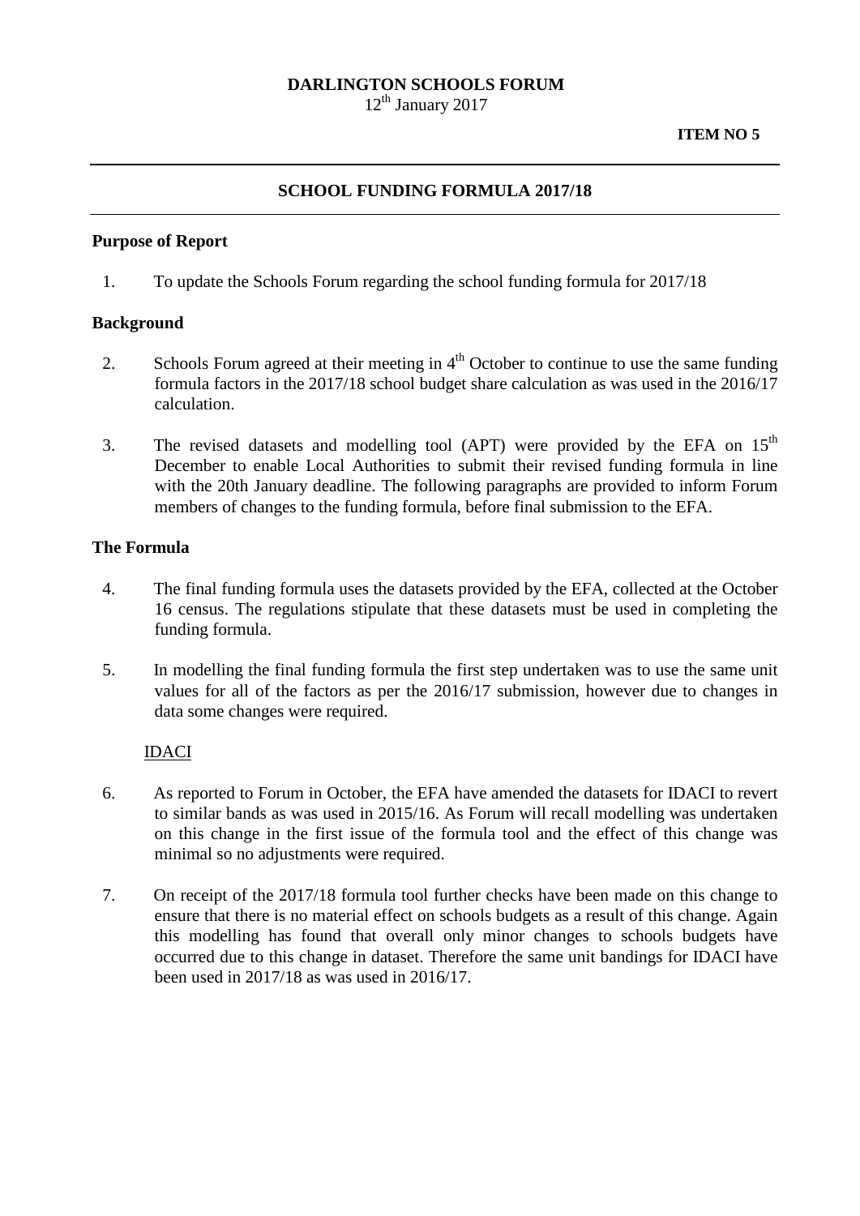**DARLINGTON SCHOOLS FORUM**
12th January 2017

**ITEM NO 5**

---

## SCHOOL FUNDING FORMULA 2017/18

---

### Purpose of Report

1. To update the Schools Forum regarding the school funding formula for 2017/18

### Background

2. Schools Forum agreed at their meeting in 4th October to continue to use the same funding formula factors in the 2017/18 school budget share calculation as was used in the 2016/17 calculation.

3. The revised datasets and modelling tool (APT) were provided by the EFA on 15th December to enable Local Authorities to submit their revised funding formula in line with the 20th January deadline. The following paragraphs are provided to inform Forum members of changes to the funding formula, before final submission to the EFA.

### The Formula

4. The final funding formula uses the datasets provided by the EFA, collected at the October 16 census. The regulations stipulate that these datasets must be used in completing the funding formula.

5. In modelling the final funding formula the first step undertaken was to use the same unit values for all of the factors as per the 2016/17 submission, however due to changes in data some changes were required.

<u>IDACI</u>

6. As reported to Forum in October, the EFA have amended the datasets for IDACI to revert to similar bands as was used in 2015/16. As Forum will recall modelling was undertaken on this change in the first issue of the formula tool and the effect of this change was minimal so no adjustments were required.

7. On receipt of the 2017/18 formula tool further checks have been made on this change to ensure that there is no material effect on schools budgets as a result of this change. Again this modelling has found that overall only minor changes to schools budgets have occurred due to this change in dataset. Therefore the same unit bandings for IDACI have been used in 2017/18 as was used in 2016/17.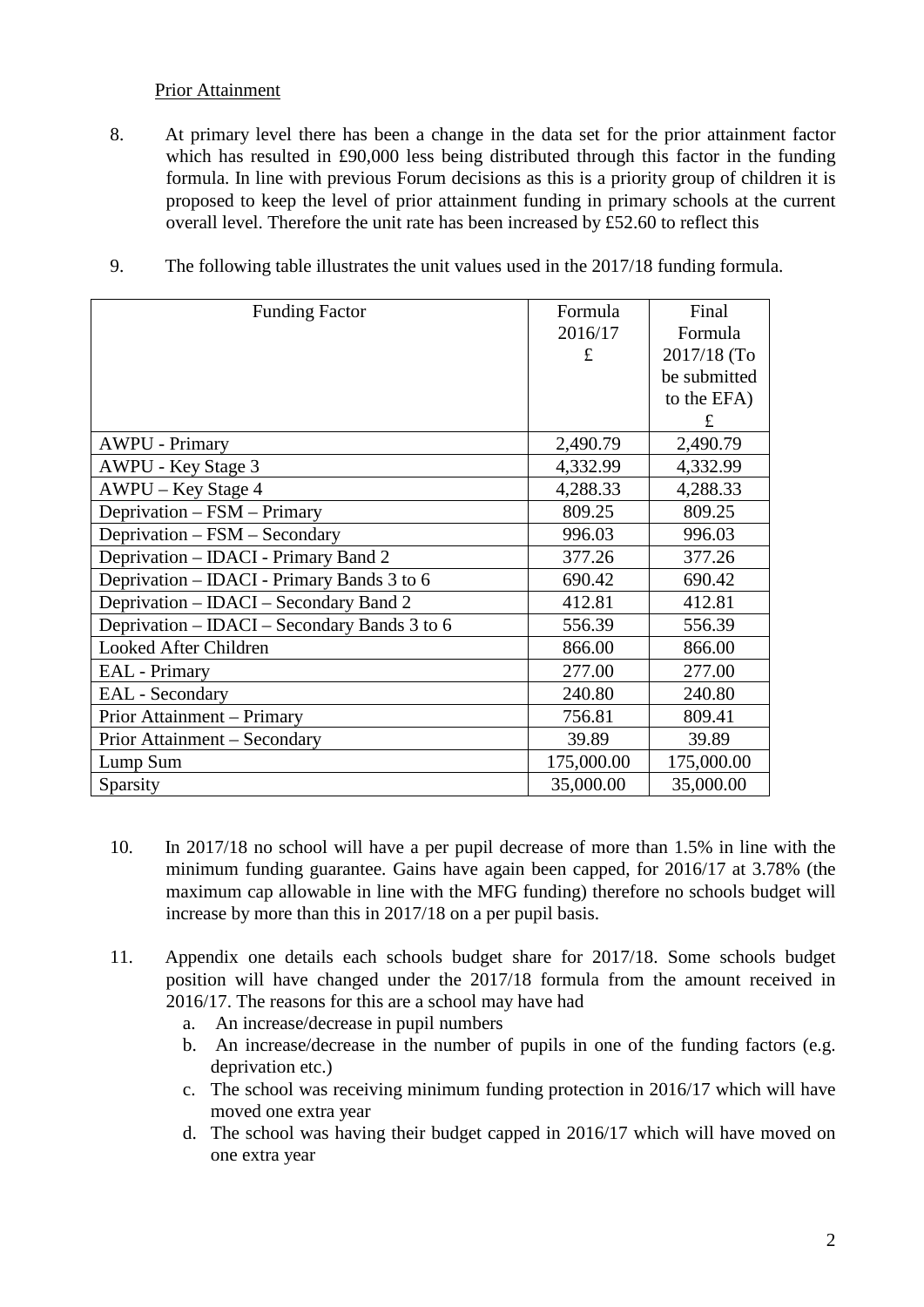Prior Attainment

8. At primary level there has been a change in the data set for the prior attainment factor which has resulted in £90,000 less being distributed through this factor in the funding formula. In line with previous Forum decisions as this is a priority group of children it is proposed to keep the level of prior attainment funding in primary schools at the current overall level. Therefore the unit rate has been increased by £52.60 to reflect this

9. The following table illustrates the unit values used in the 2017/18 funding formula.

| Funding Factor | Formula 2016/17 £ | Final Formula 2017/18 (To be submitted to the EFA) £ |
|---|---|---|
| AWPU - Primary | 2,490.79 | 2,490.79 |
| AWPU - Key Stage 3 | 4,332.99 | 4,332.99 |
| AWPU – Key Stage 4 | 4,288.33 | 4,288.33 |
| Deprivation – FSM – Primary | 809.25 | 809.25 |
| Deprivation – FSM – Secondary | 996.03 | 996.03 |
| Deprivation – IDACI - Primary Band 2 | 377.26 | 377.26 |
| Deprivation – IDACI - Primary Bands 3 to 6 | 690.42 | 690.42 |
| Deprivation – IDACI – Secondary Band 2 | 412.81 | 412.81 |
| Deprivation – IDACI – Secondary Bands 3 to 6 | 556.39 | 556.39 |
| Looked After Children | 866.00 | 866.00 |
| EAL - Primary | 277.00 | 277.00 |
| EAL - Secondary | 240.80 | 240.80 |
| Prior Attainment – Primary | 756.81 | 809.41 |
| Prior Attainment – Secondary | 39.89 | 39.89 |
| Lump Sum | 175,000.00 | 175,000.00 |
| Sparsity | 35,000.00 | 35,000.00 |

10. In 2017/18 no school will have a per pupil decrease of more than 1.5% in line with the minimum funding guarantee. Gains have again been capped, for 2016/17 at 3.78% (the maximum cap allowable in line with the MFG funding) therefore no schools budget will increase by more than this in 2017/18 on a per pupil basis.

11. Appendix one details each schools budget share for 2017/18. Some schools budget position will have changed under the 2017/18 formula from the amount received in 2016/17. The reasons for this are a school may have had
    a. An increase/decrease in pupil numbers
    b. An increase/decrease in the number of pupils in one of the funding factors (e.g. deprivation etc.)
    c. The school was receiving minimum funding protection in 2016/17 which will have moved one extra year
    d. The school was having their budget capped in 2016/17 which will have moved on one extra year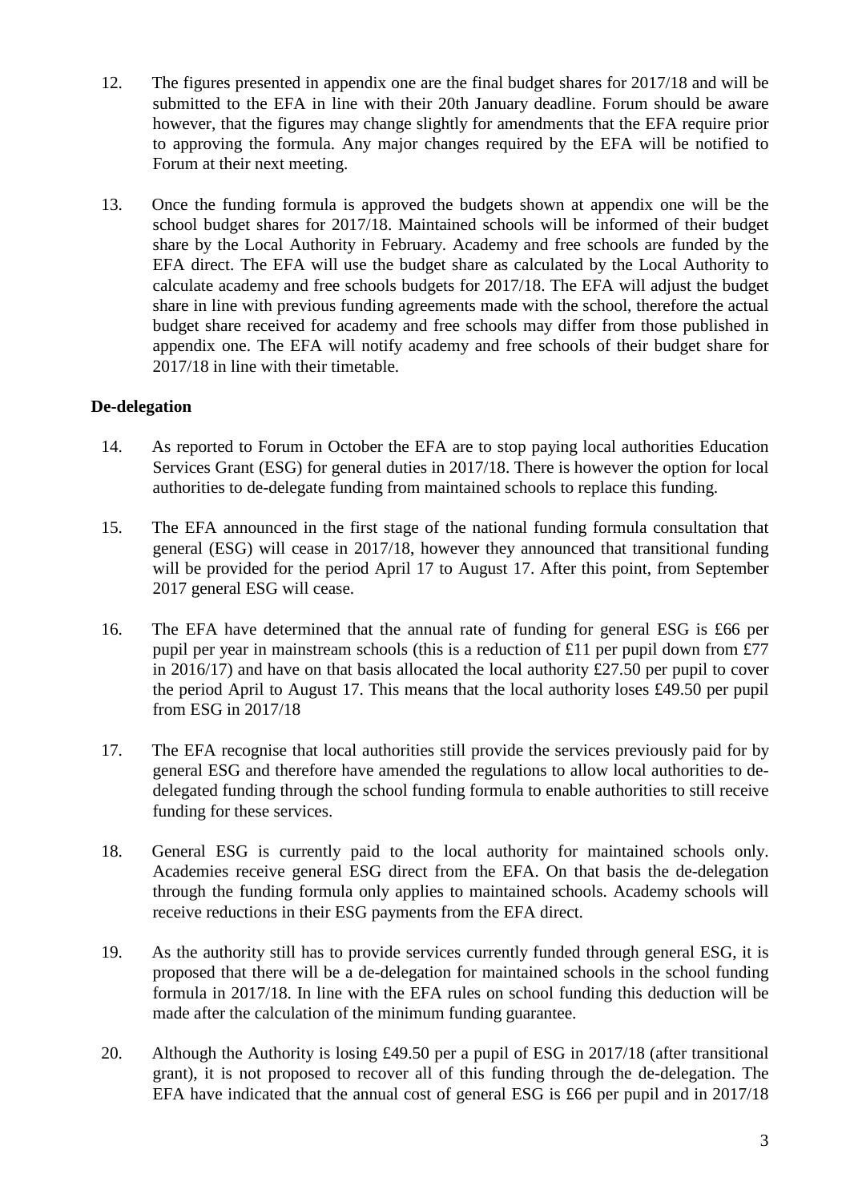12. The figures presented in appendix one are the final budget shares for 2017/18 and will be submitted to the EFA in line with their 20th January deadline. Forum should be aware however, that the figures may change slightly for amendments that the EFA require prior to approving the formula. Any major changes required by the EFA will be notified to Forum at their next meeting.

13. Once the funding formula is approved the budgets shown at appendix one will be the school budget shares for 2017/18. Maintained schools will be informed of their budget share by the Local Authority in February. Academy and free schools are funded by the EFA direct. The EFA will use the budget share as calculated by the Local Authority to calculate academy and free schools budgets for 2017/18. The EFA will adjust the budget share in line with previous funding agreements made with the school, therefore the actual budget share received for academy and free schools may differ from those published in appendix one. The EFA will notify academy and free schools of their budget share for 2017/18 in line with their timetable.

**De-delegation**

14. As reported to Forum in October the EFA are to stop paying local authorities Education Services Grant (ESG) for general duties in 2017/18. There is however the option for local authorities to de-delegate funding from maintained schools to replace this funding.

15. The EFA announced in the first stage of the national funding formula consultation that general (ESG) will cease in 2017/18, however they announced that transitional funding will be provided for the period April 17 to August 17. After this point, from September 2017 general ESG will cease.

16. The EFA have determined that the annual rate of funding for general ESG is £66 per pupil per year in mainstream schools (this is a reduction of £11 per pupil down from £77 in 2016/17) and have on that basis allocated the local authority £27.50 per pupil to cover the period April to August 17. This means that the local authority loses £49.50 per pupil from ESG in 2017/18

17. The EFA recognise that local authorities still provide the services previously paid for by general ESG and therefore have amended the regulations to allow local authorities to de-delegated funding through the school funding formula to enable authorities to still receive funding for these services.

18. General ESG is currently paid to the local authority for maintained schools only. Academies receive general ESG direct from the EFA. On that basis the de-delegation through the funding formula only applies to maintained schools. Academy schools will receive reductions in their ESG payments from the EFA direct.

19. As the authority still has to provide services currently funded through general ESG, it is proposed that there will be a de-delegation for maintained schools in the school funding formula in 2017/18. In line with the EFA rules on school funding this deduction will be made after the calculation of the minimum funding guarantee.

20. Although the Authority is losing £49.50 per a pupil of ESG in 2017/18 (after transitional grant), it is not proposed to recover all of this funding through the de-delegation. The EFA have indicated that the annual cost of general ESG is £66 per pupil and in 2017/18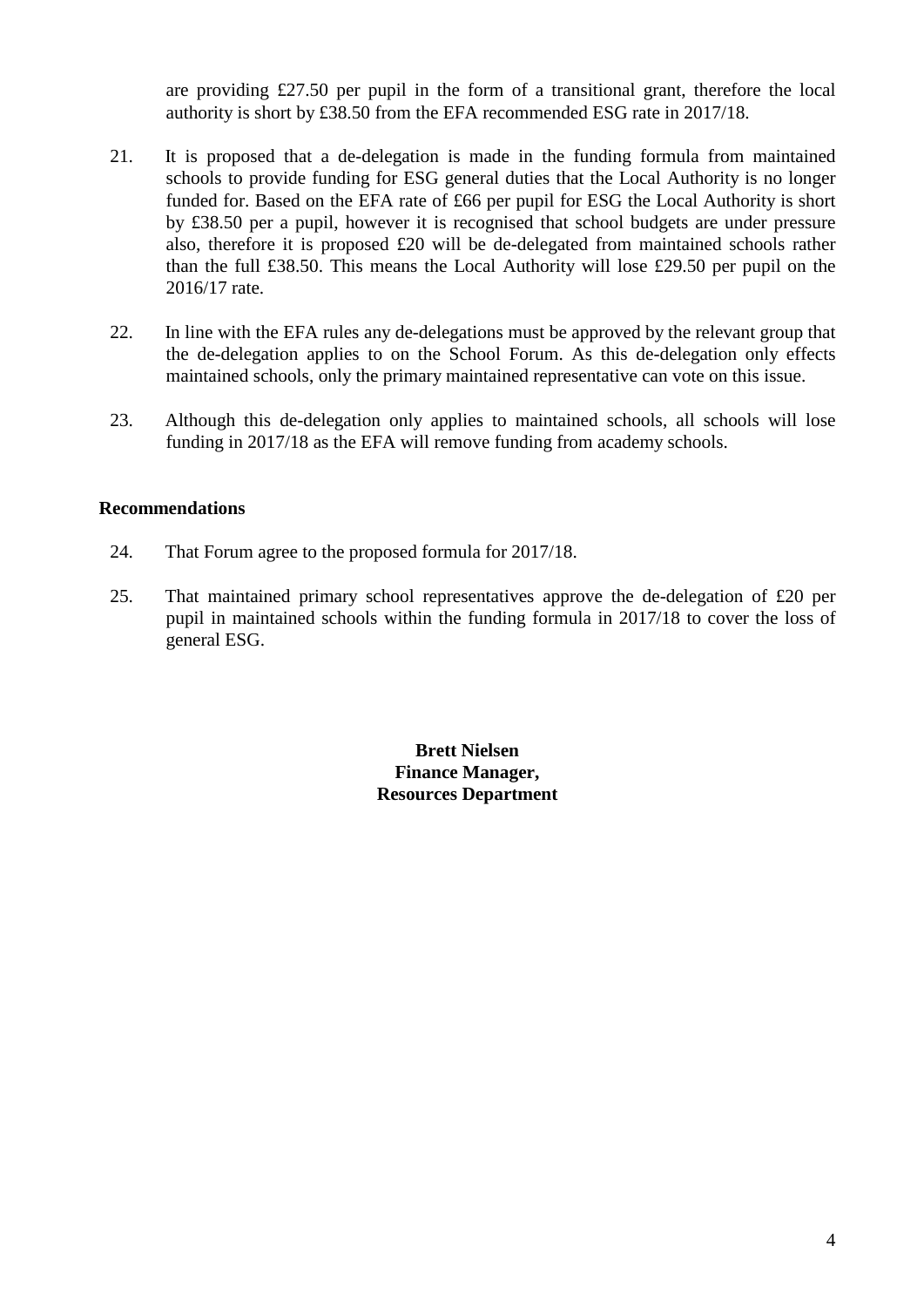are providing £27.50 per pupil in the form of a transitional grant, therefore the local authority is short by £38.50 from the EFA recommended ESG rate in 2017/18.

21. It is proposed that a de-delegation is made in the funding formula from maintained schools to provide funding for ESG general duties that the Local Authority is no longer funded for. Based on the EFA rate of £66 per pupil for ESG the Local Authority is short by £38.50 per a pupil, however it is recognised that school budgets are under pressure also, therefore it is proposed £20 will be de-delegated from maintained schools rather than the full £38.50. This means the Local Authority will lose £29.50 per pupil on the 2016/17 rate.

22. In line with the EFA rules any de-delegations must be approved by the relevant group that the de-delegation applies to on the School Forum. As this de-delegation only effects maintained schools, only the primary maintained representative can vote on this issue.

23. Although this de-delegation only applies to maintained schools, all schools will lose funding in 2017/18 as the EFA will remove funding from academy schools.

**Recommendations**

24. That Forum agree to the proposed formula for 2017/18.

25. That maintained primary school representatives approve the de-delegation of £20 per pupil in maintained schools within the funding formula in 2017/18 to cover the loss of general ESG.

**Brett Nielsen**
**Finance Manager,**
**Resources Department**